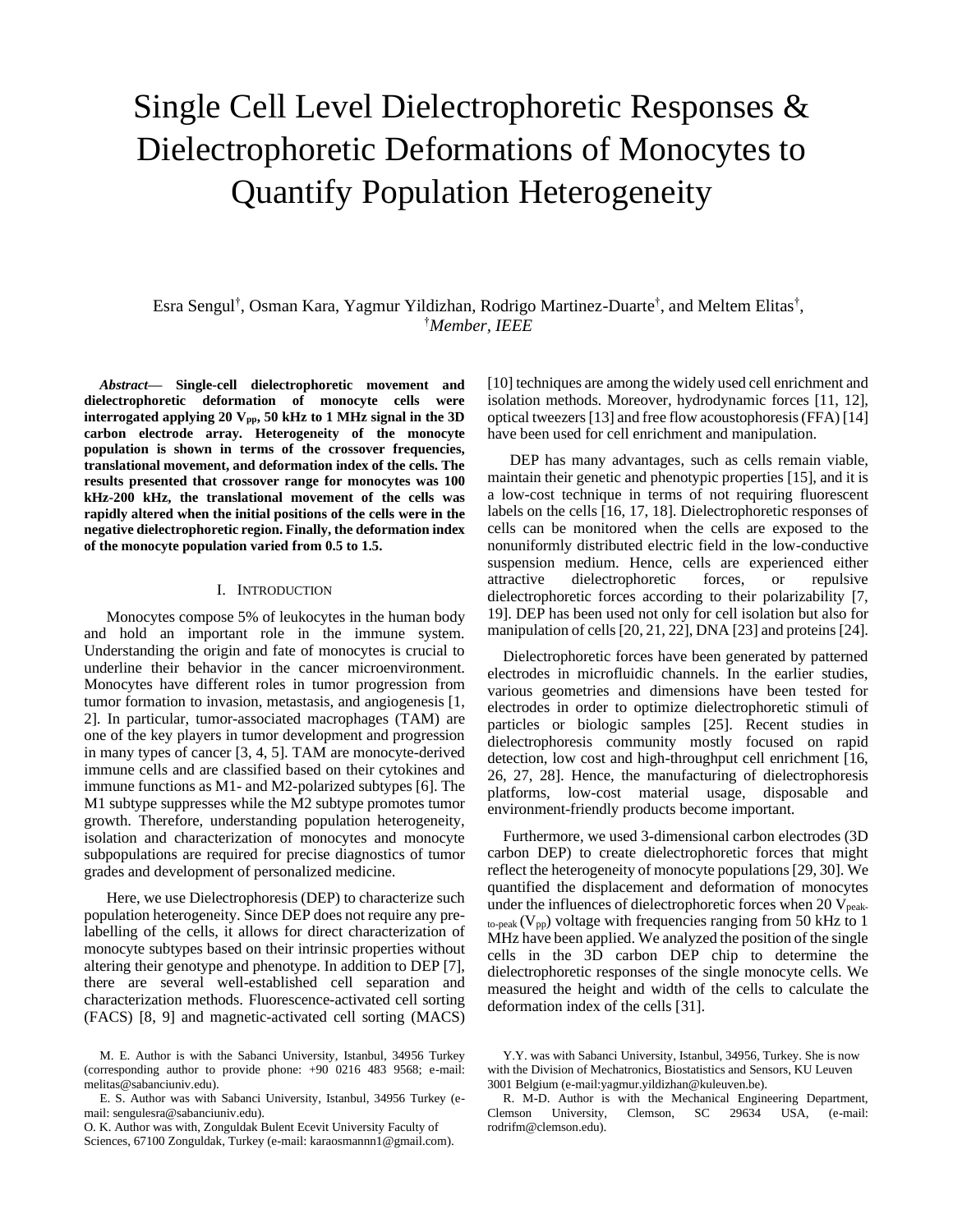# Single Cell Level Dielectrophoretic Responses & Dielectrophoretic Deformations of Monocytes to Quantify Population Heterogeneity

Esra Sengul[†], Osman Kara, Yagmur Yildizhan, Rodrigo Martinez-Duarte[†], and Meltem Elitas[†], [†]*Member, IEEE*

***Abstract*— Single-cell dielectrophoretic movement and dielectrophoretic deformation of monocyte cells were interrogated applying 20 $V_{pp}$, 50 kHz to 1 MHz signal in the 3D carbon electrode array. Heterogeneity of the monocyte population is shown in terms of the crossover frequencies, translational movement, and deformation index of the cells. The results presented that crossover range for monocytes was 100 kHz-200 kHz, the translational movement of the cells was rapidly altered when the initial positions of the cells were in the negative dielectrophoretic region. Finally, the deformation index of the monocyte population varied from 0.5 to 1.5.**

## I. Introduction

Monocytes compose 5% of leukocytes in the human body and hold an important role in the immune system. Understanding the origin and fate of monocytes is crucial to underline their behavior in the cancer microenvironment. Monocytes have different roles in tumor progression from tumor formation to invasion, metastasis, and angiogenesis [1, 2]. In particular, tumor-associated macrophages (TAM) are one of the key players in tumor development and progression in many types of cancer [3, 4, 5]. TAM are monocyte-derived immune cells and are classified based on their cytokines and immune functions as M1- and M2-polarized subtypes [6]. The M1 subtype suppresses while the M2 subtype promotes tumor growth. Therefore, understanding population heterogeneity, isolation and characterization of monocytes and monocyte subpopulations are required for precise diagnostics of tumor grades and development of personalized medicine.

Here, we use Dielectrophoresis (DEP) to characterize such population heterogeneity. Since DEP does not require any pre-labelling of the cells, it allows for direct characterization of monocyte subtypes based on their intrinsic properties without altering their genotype and phenotype. In addition to DEP [7], there are several well-established cell separation and characterization methods. Fluorescence-activated cell sorting (FACS) [8, 9] and magnetic-activated cell sorting (MACS) [10] techniques are among the widely used cell enrichment and isolation methods. Moreover, hydrodynamic forces [11, 12], optical tweezers [13] and free flow acoustophoresis (FFA) [14] have been used for cell enrichment and manipulation.

DEP has many advantages, such as cells remain viable, maintain their genetic and phenotypic properties [15], and it is a low-cost technique in terms of not requiring fluorescent labels on the cells [16, 17, 18]. Dielectrophoretic responses of cells can be monitored when the cells are exposed to the nonuniformly distributed electric field in the low-conductive suspension medium. Hence, cells are experienced either attractive dielectrophoretic forces, or repulsive dielectrophoretic forces according to their polarizability [7, 19]. DEP has been used not only for cell isolation but also for manipulation of cells [20, 21, 22], DNA [23] and proteins [24].

Dielectrophoretic forces have been generated by patterned electrodes in microfluidic channels. In the earlier studies, various geometries and dimensions have been tested for electrodes in order to optimize dielectrophoretic stimuli of particles or biologic samples [25]. Recent studies in dielectrophoresis community mostly focused on rapid detection, low cost and high-throughput cell enrichment [16, 26, 27, 28]. Hence, the manufacturing of dielectrophoresis platforms, low-cost material usage, disposable and environment-friendly products become important.

Furthermore, we used 3-dimensional carbon electrodes (3D carbon DEP) to create dielectrophoretic forces that might reflect the heterogeneity of monocyte populations [29, 30]. We quantified the displacement and deformation of monocytes under the influences of dielectrophoretic forces when 20 $V_{peak\text{-}to\text{-}peak}$ ($V_{pp}$) voltage with frequencies ranging from 50 kHz to 1 MHz have been applied. We analyzed the position of the single cells in the 3D carbon DEP chip to determine the dielectrophoretic responses of the single monocyte cells. We measured the height and width of the cells to calculate the deformation index of the cells [31].

M. E. Author is with the Sabanci University, Istanbul, 34956 Turkey (corresponding author to provide phone: +90 0216 483 9568; e-mail: melitas@sabanciuniv.edu).

E. S. Author was with Sabanci University, Istanbul, 34956 Turkey (e-mail: sengulesra@sabanciuniv.edu).

O. K. Author was with, Zonguldak Bulent Ecevit University Faculty of Sciences, 67100 Zonguldak, Turkey (e-mail: karaosmannn1@gmail.com).

Y.Y. was with Sabanci University, Istanbul, 34956, Turkey. She is now with the Division of Mechatronics, Biostatistics and Sensors, KU Leuven 3001 Belgium (e-mail:yagmur.yildizhan@kuleuven.be).

R. M-D. Author is with the Mechanical Engineering Department, Clemson University, Clemson, SC 29634 USA, (e-mail: rodrifm@clemson.edu).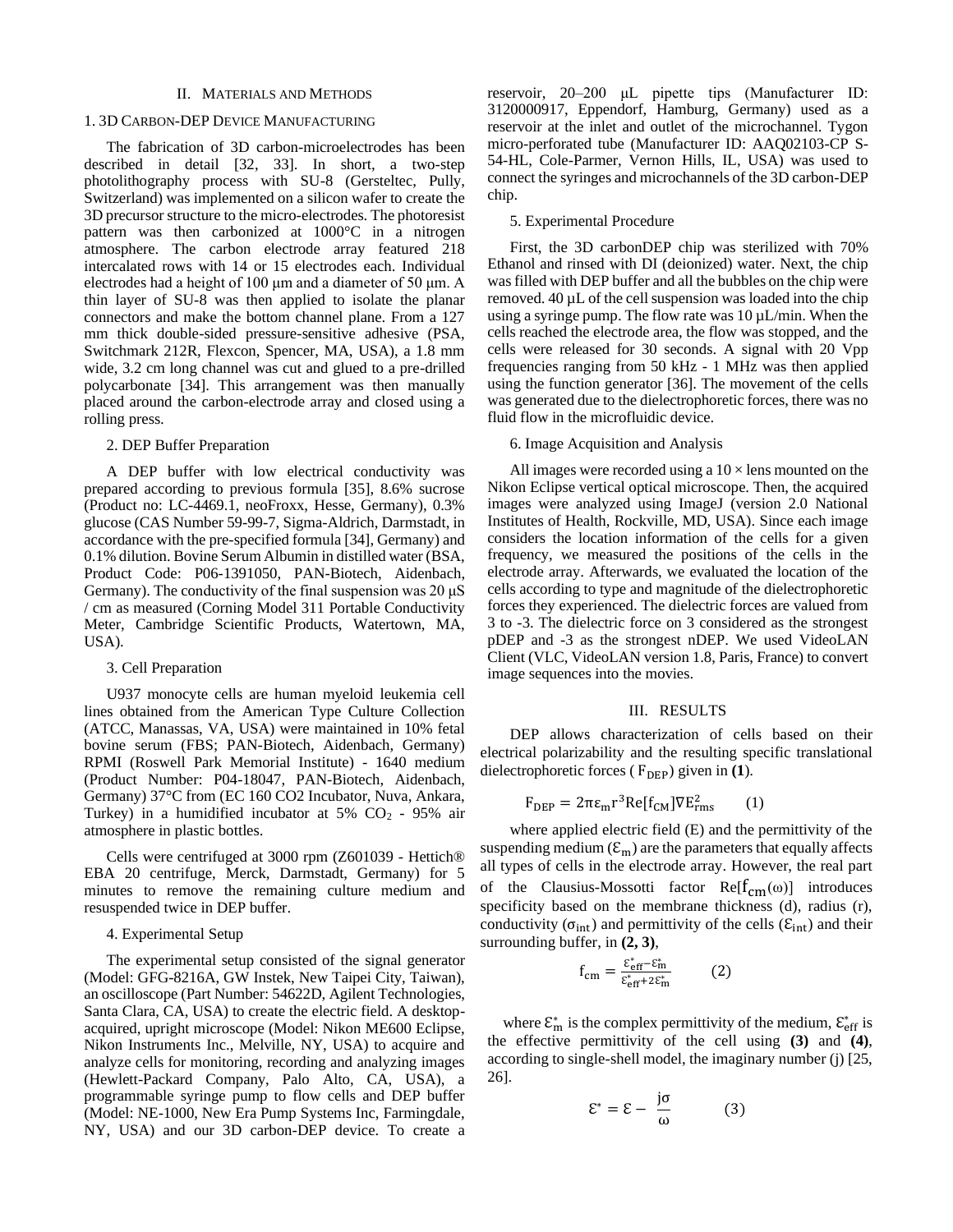## II. Materials and Methods

### 1. 3D Carbon-DEP Device Manufacturing

The fabrication of 3D carbon-microelectrodes has been described in detail [32, 33]. In short, a two-step photolithography process with SU-8 (Gersteltec, Pully, Switzerland) was implemented on a silicon wafer to create the 3D precursor structure to the micro-electrodes. The photoresist pattern was then carbonized at 1000°C in a nitrogen atmosphere. The carbon electrode array featured 218 intercalated rows with 14 or 15 electrodes each. Individual electrodes had a height of 100 µm and a diameter of 50 µm. A thin layer of SU-8 was then applied to isolate the planar connectors and make the bottom channel plane. From a 127 mm thick double-sided pressure-sensitive adhesive (PSA, Switchmark 212R, Flexcon, Spencer, MA, USA), a 1.8 mm wide, 3.2 cm long channel was cut and glued to a pre-drilled polycarbonate [34]. This arrangement was then manually placed around the carbon-electrode array and closed using a rolling press.

### 2. DEP Buffer Preparation

A DEP buffer with low electrical conductivity was prepared according to previous formula [35], 8.6% sucrose (Product no: LC-4469.1, neoFroxx, Hesse, Germany), 0.3% glucose (CAS Number 59-99-7, Sigma-Aldrich, Darmstadt, in accordance with the pre-specified formula [34], Germany) and 0.1% dilution. Bovine Serum Albumin in distilled water (BSA, Product Code: P06-1391050, PAN-Biotech, Aidenbach, Germany). The conductivity of the final suspension was 20 µS / cm as measured (Corning Model 311 Portable Conductivity Meter, Cambridge Scientific Products, Watertown, MA, USA).

### 3. Cell Preparation

U937 monocyte cells are human myeloid leukemia cell lines obtained from the American Type Culture Collection (ATCC, Manassas, VA, USA) were maintained in 10% fetal bovine serum (FBS; PAN-Biotech, Aidenbach, Germany) RPMI (Roswell Park Memorial Institute) - 1640 medium (Product Number: P04-18047, PAN-Biotech, Aidenbach, Germany) 37°C from (EC 160 CO2 Incubator, Nuva, Ankara, Turkey) in a humidified incubator at 5% $CO_2$ - 95% air atmosphere in plastic bottles.

Cells were centrifuged at 3000 rpm (Z601039 - Hettich® EBA 20 centrifuge, Merck, Darmstadt, Germany) for 5 minutes to remove the remaining culture medium and resuspended twice in DEP buffer.

### 4. Experimental Setup

The experimental setup consisted of the signal generator (Model: GFG-8216A, GW Instek, New Taipei City, Taiwan), an oscilloscope (Part Number: 54622D, Agilent Technologies, Santa Clara, CA, USA) to create the electric field. A desktop-acquired, upright microscope (Model: Nikon ME600 Eclipse, Nikon Instruments Inc., Melville, NY, USA) to acquire and analyze cells for monitoring, recording and analyzing images (Hewlett-Packard Company, Palo Alto, CA, USA), a programmable syringe pump to flow cells and DEP buffer (Model: NE-1000, New Era Pump Systems Inc, Farmingdale, NY, USA) and our 3D carbon-DEP device. To create a reservoir, 20–200 µL pipette tips (Manufacturer ID: 3120000917, Eppendorf, Hamburg, Germany) used as a reservoir at the inlet and outlet of the microchannel. Tygon micro-perforated tube (Manufacturer ID: AAQ02103-CP S-54-HL, Cole-Parmer, Vernon Hills, IL, USA) was used to connect the syringes and microchannels of the 3D carbon-DEP chip.

### 5. Experimental Procedure

First, the 3D carbonDEP chip was sterilized with 70% Ethanol and rinsed with DI (deionized) water. Next, the chip was filled with DEP buffer and all the bubbles on the chip were removed. 40 µL of the cell suspension was loaded into the chip using a syringe pump. The flow rate was 10 µL/min. When the cells reached the electrode area, the flow was stopped, and the cells were released for 30 seconds. A signal with 20 Vpp frequencies ranging from 50 kHz - 1 MHz was then applied using the function generator [36]. The movement of the cells was generated due to the dielectrophoretic forces, there was no fluid flow in the microfluidic device.

### 6. Image Acquisition and Analysis

All images were recorded using a 10 × lens mounted on the Nikon Eclipse vertical optical microscope. Then, the acquired images were analyzed using ImageJ (version 2.0 National Institutes of Health, Rockville, MD, USA). Since each image considers the location information of the cells for a given frequency, we measured the positions of the cells in the electrode array. Afterwards, we evaluated the location of the cells according to type and magnitude of the dielectrophoretic forces they experienced. The dielectric forces are valued from 3 to -3. The dielectric force on 3 considered as the strongest pDEP and -3 as the strongest nDEP. We used VideoLAN Client (VLC, VideoLAN version 1.8, Paris, France) to convert image sequences into the movies.

## III. Results

DEP allows characterization of cells based on their electrical polarizability and the resulting specific translational dielectrophoretic forces ( $F_{DEP}$) given in **(1)**.

$$F_{DEP} = 2\pi\varepsilon_m r^3 \mathrm{Re}[f_{CM}]\nabla E_{rms}^2 \qquad (1)$$

where applied electric field (E) and the permittivity of the suspending medium ($\varepsilon_m$) are the parameters that equally affects all types of cells in the electrode array. However, the real part of the Clausius-Mossotti factor $\mathrm{Re}[f_{cm}(\omega)]$ introduces specificity based on the membrane thickness (d), radius (r), conductivity ($\sigma_{int}$) and permittivity of the cells ($\varepsilon_{int}$) and their surrounding buffer, in **(2, 3)**,

$$f_{cm} = \frac{\varepsilon_{eff}^* - \varepsilon_m^*}{\varepsilon_{eff}^* + 2\varepsilon_m^*} \qquad (2)$$

where $\varepsilon_m^*$ is the complex permittivity of the medium, $\varepsilon_{eff}^*$ is the effective permittivity of the cell using **(3)** and **(4)**, according to single-shell model, the imaginary number (j) [25, 26].

$$\varepsilon^* = \varepsilon - \frac{j\sigma}{\omega} \qquad (3)$$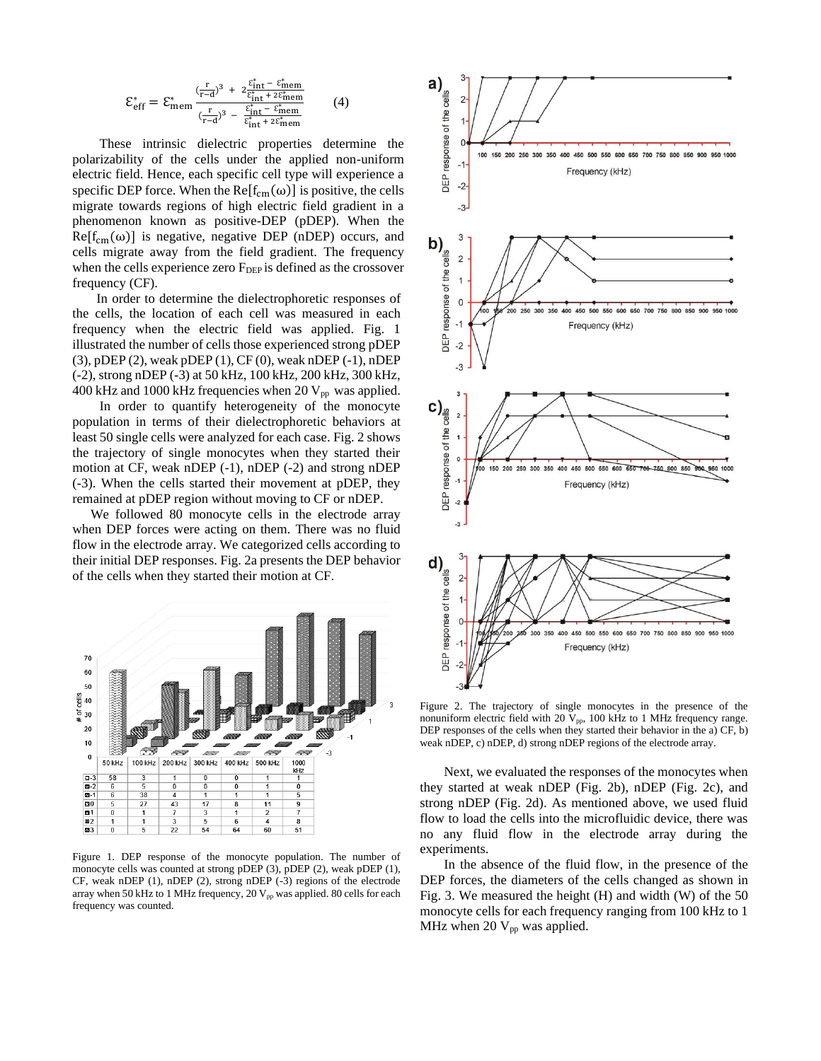$$\varepsilon_{eff}^{*} = \varepsilon_{mem}^{*} \frac{\left(\frac{r}{r-d}\right)^{3} + 2\frac{\varepsilon_{int}^{*} - \varepsilon_{mem}^{*}}{\varepsilon_{int}^{*} + 2\varepsilon_{mem}^{*}}}{\left(\frac{r}{r-d}\right)^{3} - \frac{\varepsilon_{int}^{*} - \varepsilon_{mem}^{*}}{\varepsilon_{int}^{*} + 2\varepsilon_{mem}^{*}}} \qquad (4)$$

These intrinsic dielectric properties determine the polarizability of the cells under the applied non-uniform electric field. Hence, each specific cell type will experience a specific DEP force. When the $\mathrm{Re}[f_{cm}(\omega)]$ is positive, the cells migrate towards regions of high electric field gradient in a phenomenon known as positive-DEP (pDEP). When the $\mathrm{Re}[f_{cm}(\omega)]$ is negative, negative DEP (nDEP) occurs, and cells migrate away from the field gradient. The frequency when the cells experience zero $F_{DEP}$ is defined as the crossover frequency (CF).

In order to determine the dielectrophoretic responses of the cells, the location of each cell was measured in each frequency when the electric field was applied. Fig. 1 illustrated the number of cells those experienced strong pDEP (3), pDEP (2), weak pDEP (1), CF (0), weak nDEP (-1), nDEP (-2), strong nDEP (-3) at 50 kHz, 100 kHz, 200 kHz, 300 kHz, 400 kHz and 1000 kHz frequencies when 20 $V_{pp}$ was applied.

In order to quantify heterogeneity of the monocyte population in terms of their dielectrophoretic behaviors at least 50 single cells were analyzed for each case. Fig. 2 shows the trajectory of single monocytes when they started their motion at CF, weak nDEP (-1), nDEP (-2) and strong nDEP (-3). When the cells started their movement at pDEP, they remained at pDEP region without moving to CF or nDEP.

We followed 80 monocyte cells in the electrode array when DEP forces were acting on them. There was no fluid flow in the electrode array. We categorized cells according to their initial DEP responses. Fig. 2a presents the DEP behavior of the cells when they started their motion at CF.

| | 50 kHz | 100 kHz | 200 kHz | 300 kHz | 400 kHz | 500 kHz | 1000 kHz |
|---|---|---|---|---|---|---|---|
| -3 | 58 | 3 | 1 | 0 | 0 | 1 | 1 |
| -2 | 6 | 5 | 0 | 0 | 0 | 1 | 0 |
| -1 | 6 | 38 | 4 | 1 | 1 | 1 | 5 |
| 0 | 5 | 27 | 43 | 17 | 8 | 11 | 9 |
| 1 | 0 | 1 | 7 | 3 | 1 | 2 | 7 |
| 2 | 1 | 1 | 3 | 5 | 6 | 4 | 8 |
| 3 | 0 | 5 | 22 | 54 | 64 | 60 | 51 |

Figure 1. DEP response of the monocyte population. The number of monocyte cells was counted at strong pDEP (3), pDEP (2), weak pDEP (1), CF, weak nDEP (1), nDEP (2), strong nDEP (-3) regions of the electrode array when 50 kHz to 1 MHz frequency, 20 $V_{pp}$ was applied. 80 cells for each frequency was counted.

Figure 2. The trajectory of single monocytes in the presence of the nonuniform electric field with 20 $V_{pp}$, 100 kHz to 1 MHz frequency range. DEP responses of the cells when they started their behavior in the a) CF, b) weak nDEP, c) nDEP, d) strong nDEP regions of the electrode array.

Next, we evaluated the responses of the monocytes when they started at weak nDEP (Fig. 2b), nDEP (Fig. 2c), and strong nDEP (Fig. 2d). As mentioned above, we used fluid flow to load the cells into the microfluidic device, there was no any fluid flow in the electrode array during the experiments.

In the absence of the fluid flow, in the presence of the DEP forces, the diameters of the cells changed as shown in Fig. 3. We measured the height (H) and width (W) of the 50 monocyte cells for each frequency ranging from 100 kHz to 1 MHz when 20 $V_{pp}$ was applied.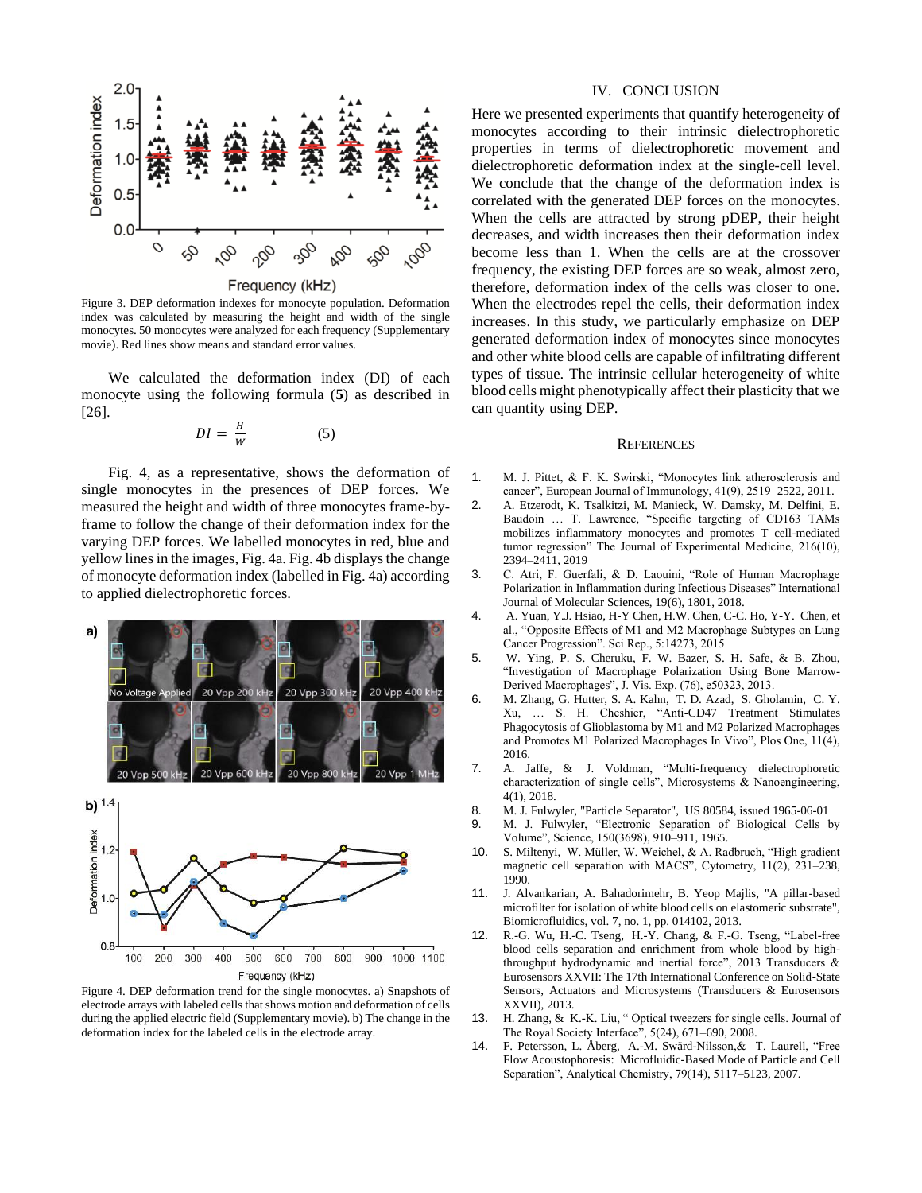Figure 3. DEP deformation indexes for monocyte population. Deformation index was calculated by measuring the height and width of the single monocytes. 50 monocytes were analyzed for each frequency (Supplementary movie). Red lines show means and standard error values.

We calculated the deformation index (DI) of each monocyte using the following formula (**5**) as described in [26].

$$DI = \frac{H}{W} \qquad (5)$$

Fig. 4, as a representative, shows the deformation of single monocytes in the presences of DEP forces. We measured the height and width of three monocytes frame-by-frame to follow the change of their deformation index for the varying DEP forces. We labelled monocytes in red, blue and yellow lines in the images, Fig. 4a. Fig. 4b displays the change of monocyte deformation index (labelled in Fig. 4a) according to applied dielectrophoretic forces.

Figure 4. DEP deformation trend for the single monocytes. a) Snapshots of electrode arrays with labeled cells that shows motion and deformation of cells during the applied electric field (Supplementary movie). b) The change in the deformation index for the labeled cells in the electrode array.

## IV. CONCLUSION

Here we presented experiments that quantify heterogeneity of monocytes according to their intrinsic dielectrophoretic properties in terms of dielectrophoretic movement and dielectrophoretic deformation index at the single-cell level. We conclude that the change of the deformation index is correlated with the generated DEP forces on the monocytes. When the cells are attracted by strong pDEP, their height decreases, and width increases then their deformation index become less than 1. When the cells are at the crossover frequency, the existing DEP forces are so weak, almost zero, therefore, deformation index of the cells was closer to one. When the electrodes repel the cells, their deformation index increases. In this study, we particularly emphasize on DEP generated deformation index of monocytes since monocytes and other white blood cells are capable of infiltrating different types of tissue. The intrinsic cellular heterogeneity of white blood cells might phenotypically affect their plasticity that we can quantity using DEP.

## REFERENCES

1. M. J. Pittet, & F. K. Swirski, "Monocytes link atherosclerosis and cancer", European Journal of Immunology, 41(9), 2519–2522, 2011.
2. A. Etzerodt, K. Tsalkitzi, M. Manieck, W. Damsky, M. Delfini, E. Baudoin … T. Lawrence, "Specific targeting of CD163 TAMs mobilizes inflammatory monocytes and promotes T cell-mediated tumor regression" The Journal of Experimental Medicine, 216(10), 2394–2411, 2019
3. C. Atri, F. Guerfali, & D. Laouini, "Role of Human Macrophage Polarization in Inflammation during Infectious Diseases" International Journal of Molecular Sciences, 19(6), 1801, 2018.
4. A. Yuan, Y.J. Hsiao, H-Y Chen, H.W. Chen, C-C. Ho, Y-Y. Chen, et al., "Opposite Effects of M1 and M2 Macrophage Subtypes on Lung Cancer Progression". Sci Rep., 5:14273, 2015
5. W. Ying, P. S. Cheruku, F. W. Bazer, S. H. Safe, & B. Zhou, "Investigation of Macrophage Polarization Using Bone Marrow-Derived Macrophages", J. Vis. Exp. (76), e50323, 2013.
6. M. Zhang, G. Hutter, S. A. Kahn, T. D. Azad, S. Gholamin, C. Y. Xu, … S. H. Cheshier, "Anti-CD47 Treatment Stimulates Phagocytosis of Glioblastoma by M1 and M2 Polarized Macrophages and Promotes M1 Polarized Macrophages In Vivo", Plos One, 11(4), 2016.
7. A. Jaffe, & J. Voldman, "Multi-frequency dielectrophoretic characterization of single cells", Microsystems & Nanoengineering, 4(1), 2018.
8. M. J. Fulwyler, "Particle Separator", US 80584, issued 1965-06-01
9. M. J. Fulwyler, "Electronic Separation of Biological Cells by Volume", Science, 150(3698), 910–911, 1965.
10. S. Miltenyi, W. Müller, W. Weichel, & A. Radbruch, "High gradient magnetic cell separation with MACS", Cytometry, 11(2), 231–238, 1990.
11. J. Alvankarian, A. Bahadorimehr, B. Yeop Majlis, "A pillar-based microfilter for isolation of white blood cells on elastomeric substrate", Biomicrofluidics, vol. 7, no. 1, pp. 014102, 2013.
12. R.-G. Wu, H.-C. Tseng, H.-Y. Chang, & F.-G. Tseng, "Label-free blood cells separation and enrichment from whole blood by high-throughput hydrodynamic and inertial force", 2013 Transducers & Eurosensors XXVII: The 17th International Conference on Solid-State Sensors, Actuators and Microsystems (Transducers & Eurosensors XXVII), 2013.
13. H. Zhang, & K.-K. Liu, " Optical tweezers for single cells. Journal of The Royal Society Interface", 5(24), 671–690, 2008.
14. F. Petersson, L. Åberg, A.-M. Swärd-Nilsson,& T. Laurell, "Free Flow Acoustophoresis: Microfluidic-Based Mode of Particle and Cell Separation", Analytical Chemistry, 79(14), 5117–5123, 2007.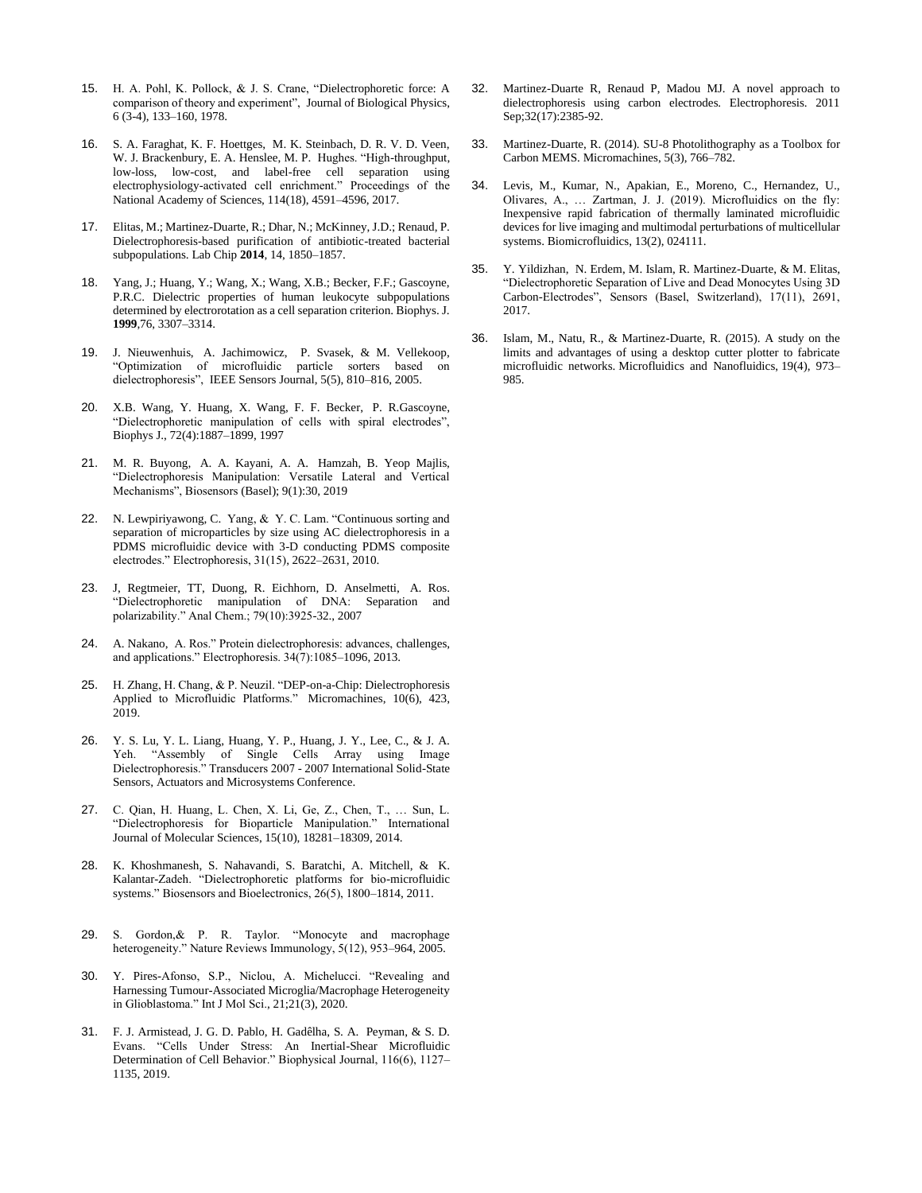15. H. A. Pohl, K. Pollock, & J. S. Crane, "Dielectrophoretic force: A comparison of theory and experiment", Journal of Biological Physics, 6 (3-4), 133–160, 1978.

16. S. A. Faraghat, K. F. Hoettges, M. K. Steinbach, D. R. V. D. Veen, W. J. Brackenbury, E. A. Henslee, M. P. Hughes. "High-throughput, low-loss, low-cost, and label-free cell separation using electrophysiology-activated cell enrichment." Proceedings of the National Academy of Sciences, 114(18), 4591–4596, 2017.

17. Elitas, M.; Martinez-Duarte, R.; Dhar, N.; McKinney, J.D.; Renaud, P. Dielectrophoresis-based purification of antibiotic-treated bacterial subpopulations. Lab Chip **2014**, 14, 1850–1857.

18. Yang, J.; Huang, Y.; Wang, X.; Wang, X.B.; Becker, F.F.; Gascoyne, P.R.C. Dielectric properties of human leukocyte subpopulations determined by electrorotation as a cell separation criterion. Biophys. J. **1999**,76, 3307–3314.

19. J. Nieuwenhuis, A. Jachimowicz, P. Svasek, & M. Vellekoop, "Optimization of microfluidic particle sorters based on dielectrophoresis", IEEE Sensors Journal, 5(5), 810–816, 2005.

20. X.B. Wang, Y. Huang, X. Wang, F. F. Becker, P. R.Gascoyne, "Dielectrophoretic manipulation of cells with spiral electrodes", Biophys J., 72(4):1887–1899, 1997

21. M. R. Buyong, A. A. Kayani, A. A. Hamzah, B. Yeop Majlis, "Dielectrophoresis Manipulation: Versatile Lateral and Vertical Mechanisms", Biosensors (Basel); 9(1):30, 2019

22. N. Lewpiriyawong, C. Yang, & Y. C. Lam. "Continuous sorting and separation of microparticles by size using AC dielectrophoresis in a PDMS microfluidic device with 3-D conducting PDMS composite electrodes." Electrophoresis, 31(15), 2622–2631, 2010.

23. J, Regtmeier, TT, Duong, R. Eichhorn, D. Anselmetti, A. Ros. "Dielectrophoretic manipulation of DNA: Separation and polarizability." Anal Chem.; 79(10):3925-32., 2007

24. A. Nakano, A. Ros." Protein dielectrophoresis: advances, challenges, and applications." Electrophoresis. 34(7):1085–1096, 2013.

25. H. Zhang, H. Chang, & P. Neuzil. "DEP-on-a-Chip: Dielectrophoresis Applied to Microfluidic Platforms." Micromachines, 10(6), 423, 2019.

26. Y. S. Lu, Y. L. Liang, Huang, Y. P., Huang, J. Y., Lee, C., & J. A. Yeh. "Assembly of Single Cells Array using Image Dielectrophoresis." Transducers 2007 - 2007 International Solid-State Sensors, Actuators and Microsystems Conference.

27. C. Qian, H. Huang, L. Chen, X. Li, Ge, Z., Chen, T., … Sun, L. "Dielectrophoresis for Bioparticle Manipulation." International Journal of Molecular Sciences, 15(10), 18281–18309, 2014.

28. K. Khoshmanesh, S. Nahavandi, S. Baratchi, A. Mitchell, & K. Kalantar-Zadeh. "Dielectrophoretic platforms for bio-microfluidic systems." Biosensors and Bioelectronics, 26(5), 1800–1814, 2011.

29. S. Gordon,& P. R. Taylor. "Monocyte and macrophage heterogeneity." Nature Reviews Immunology, 5(12), 953–964, 2005.

30. Y. Pires-Afonso, S.P., Niclou, A. Michelucci. "Revealing and Harnessing Tumour-Associated Microglia/Macrophage Heterogeneity in Glioblastoma." Int J Mol Sci., 21;21(3), 2020.

31. F. J. Armistead, J. G. D. Pablo, H. Gadêlha, S. A. Peyman, & S. D. Evans. "Cells Under Stress: An Inertial-Shear Microfluidic Determination of Cell Behavior." Biophysical Journal, 116(6), 1127–1135, 2019.

32. Martinez-Duarte R, Renaud P, Madou MJ. A novel approach to dielectrophoresis using carbon electrodes. Electrophoresis. 2011 Sep;32(17):2385-92.

33. Martinez-Duarte, R. (2014). SU-8 Photolithography as a Toolbox for Carbon MEMS. Micromachines, 5(3), 766–782.

34. Levis, M., Kumar, N., Apakian, E., Moreno, C., Hernandez, U., Olivares, A., … Zartman, J. J. (2019). Microfluidics on the fly: Inexpensive rapid fabrication of thermally laminated microfluidic devices for live imaging and multimodal perturbations of multicellular systems. Biomicrofluidics, 13(2), 024111.

35. Y. Yildizhan, N. Erdem, M. Islam, R. Martinez-Duarte, & M. Elitas, "Dielectrophoretic Separation of Live and Dead Monocytes Using 3D Carbon-Electrodes", Sensors (Basel, Switzerland), 17(11), 2691, 2017.

36. Islam, M., Natu, R., & Martinez-Duarte, R. (2015). A study on the limits and advantages of using a desktop cutter plotter to fabricate microfluidic networks. Microfluidics and Nanofluidics, 19(4), 973–985.